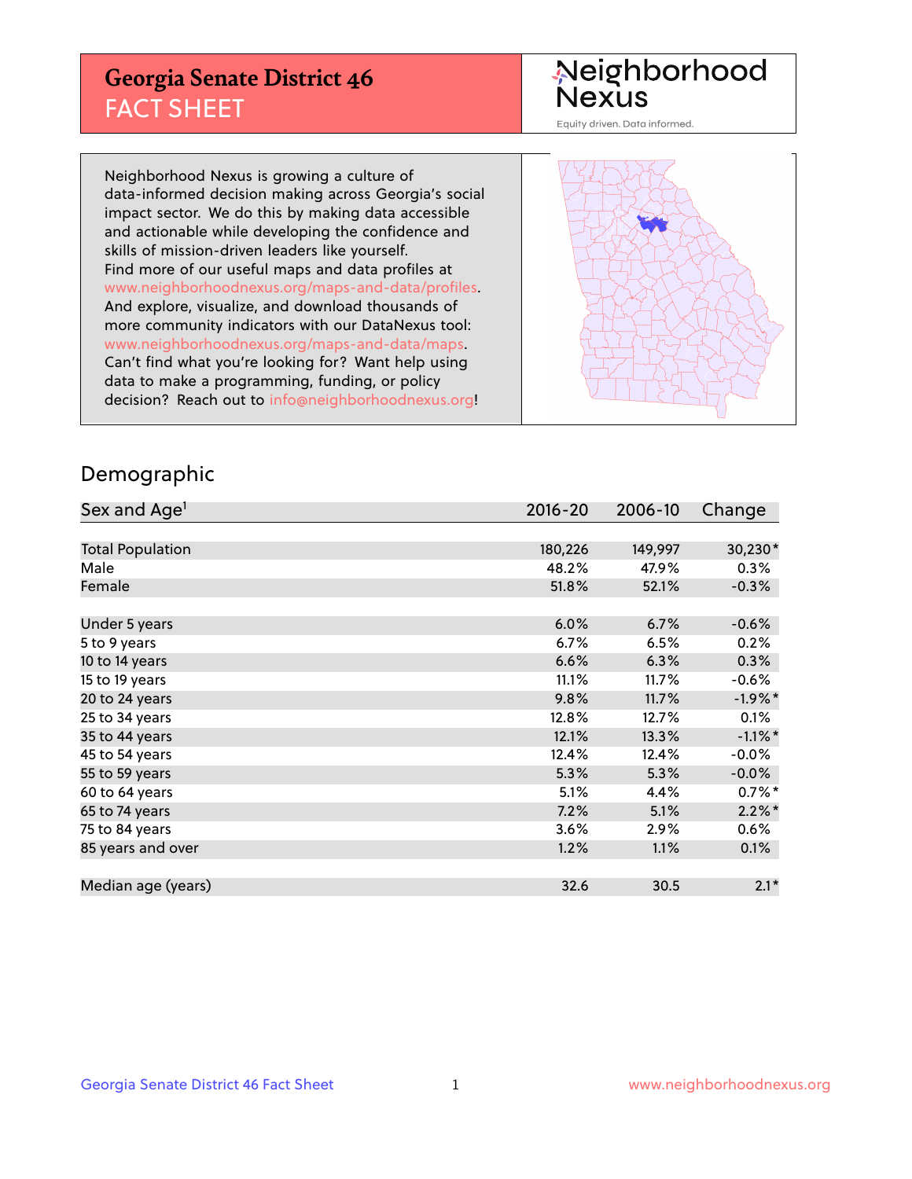# Georgia Senate District 46
## FACT SHEET

Neighborhood Nexus

Equity driven. Data informed.

Neighborhood Nexus is growing a culture of data-informed decision making across Georgia's social impact sector. We do this by making data accessible and actionable while developing the confidence and skills of mission-driven leaders like yourself. Find more of our useful maps and data profiles at www.neighborhoodnexus.org/maps-and-data/profiles. And explore, visualize, and download thousands of more community indicators with our DataNexus tool: www.neighborhoodnexus.org/maps-and-data/maps. Can't find what you're looking for? Want help using data to make a programming, funding, or policy decision? Reach out to info@neighborhoodnexus.org!

## Demographic

| Sex and Age[1] | 2016-20 | 2006-10 | Change |
|---|---|---|---|
| Total Population | 180,226 | 149,997 | 30,230* |
| Male | 48.2% | 47.9% | 0.3% |
| Female | 51.8% | 52.1% | -0.3% |
| | | | |
| Under 5 years | 6.0% | 6.7% | -0.6% |
| 5 to 9 years | 6.7% | 6.5% | 0.2% |
| 10 to 14 years | 6.6% | 6.3% | 0.3% |
| 15 to 19 years | 11.1% | 11.7% | -0.6% |
| 20 to 24 years | 9.8% | 11.7% | -1.9%* |
| 25 to 34 years | 12.8% | 12.7% | 0.1% |
| 35 to 44 years | 12.1% | 13.3% | -1.1%* |
| 45 to 54 years | 12.4% | 12.4% | -0.0% |
| 55 to 59 years | 5.3% | 5.3% | -0.0% |
| 60 to 64 years | 5.1% | 4.4% | 0.7%* |
| 65 to 74 years | 7.2% | 5.1% | 2.2%* |
| 75 to 84 years | 3.6% | 2.9% | 0.6% |
| 85 years and over | 1.2% | 1.1% | 0.1% |
| | | | |
| Median age (years) | 32.6 | 30.5 | 2.1* |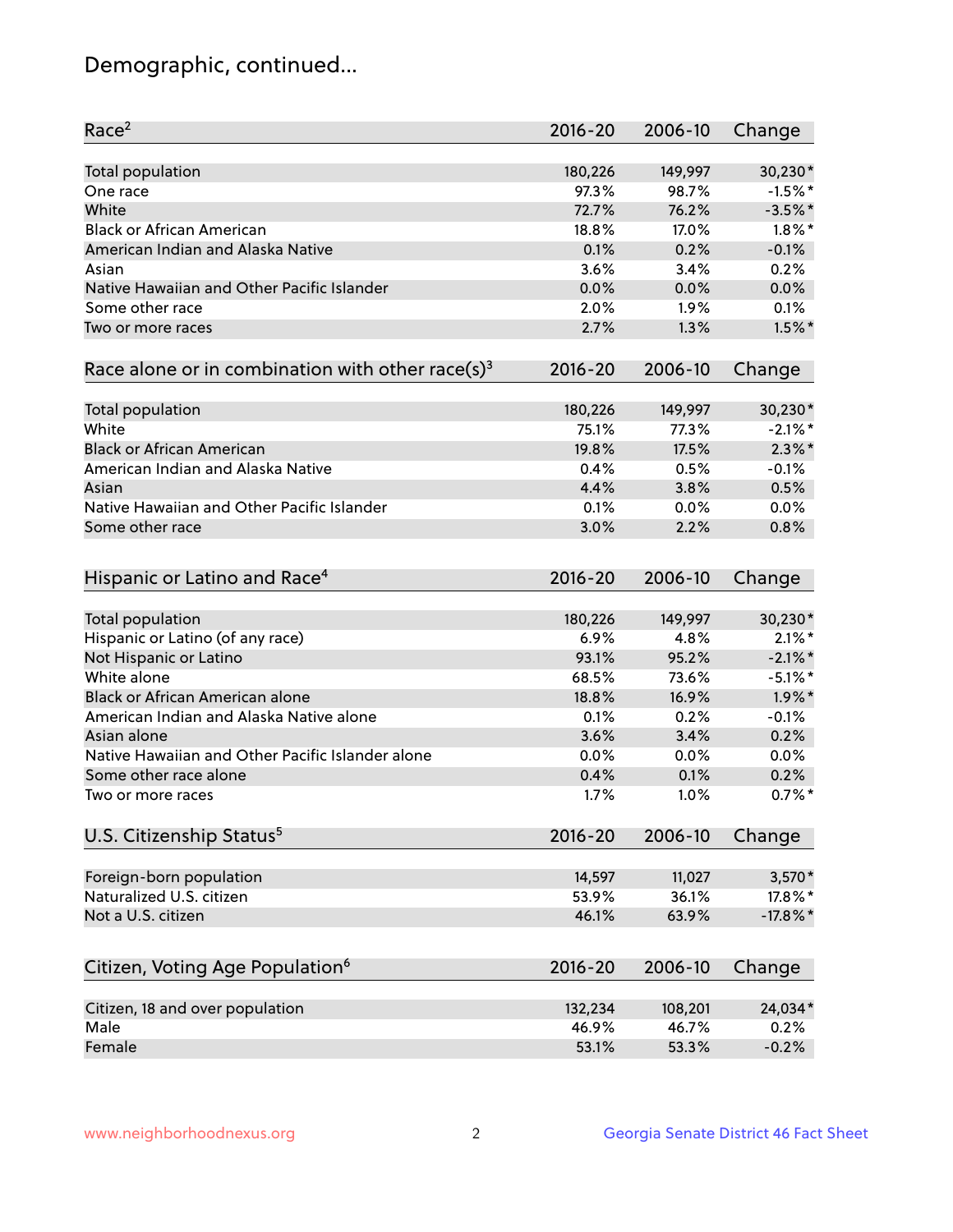# Demographic, continued...

| Race[2] | 2016-20 | 2006-10 | Change |
|---|---|---|---|
| Total population | 180,226 | 149,997 | 30,230* |
| One race | 97.3% | 98.7% | -1.5%* |
| White | 72.7% | 76.2% | -3.5%* |
| Black or African American | 18.8% | 17.0% | 1.8%* |
| American Indian and Alaska Native | 0.1% | 0.2% | -0.1% |
| Asian | 3.6% | 3.4% | 0.2% |
| Native Hawaiian and Other Pacific Islander | 0.0% | 0.0% | 0.0% |
| Some other race | 2.0% | 1.9% | 0.1% |
| Two or more races | 2.7% | 1.3% | 1.5%* |

| Race alone or in combination with other race(s)[3] | 2016-20 | 2006-10 | Change |
|---|---|---|---|
| Total population | 180,226 | 149,997 | 30,230* |
| White | 75.1% | 77.3% | -2.1%* |
| Black or African American | 19.8% | 17.5% | 2.3%* |
| American Indian and Alaska Native | 0.4% | 0.5% | -0.1% |
| Asian | 4.4% | 3.8% | 0.5% |
| Native Hawaiian and Other Pacific Islander | 0.1% | 0.0% | 0.0% |
| Some other race | 3.0% | 2.2% | 0.8% |

| Hispanic or Latino and Race[4] | 2016-20 | 2006-10 | Change |
|---|---|---|---|
| Total population | 180,226 | 149,997 | 30,230* |
| Hispanic or Latino (of any race) | 6.9% | 4.8% | 2.1%* |
| Not Hispanic or Latino | 93.1% | 95.2% | -2.1%* |
| White alone | 68.5% | 73.6% | -5.1%* |
| Black or African American alone | 18.8% | 16.9% | 1.9%* |
| American Indian and Alaska Native alone | 0.1% | 0.2% | -0.1% |
| Asian alone | 3.6% | 3.4% | 0.2% |
| Native Hawaiian and Other Pacific Islander alone | 0.0% | 0.0% | 0.0% |
| Some other race alone | 0.4% | 0.1% | 0.2% |
| Two or more races | 1.7% | 1.0% | 0.7%* |

| U.S. Citizenship Status[5] | 2016-20 | 2006-10 | Change |
|---|---|---|---|
| Foreign-born population | 14,597 | 11,027 | 3,570* |
| Naturalized U.S. citizen | 53.9% | 36.1% | 17.8%* |
| Not a U.S. citizen | 46.1% | 63.9% | -17.8%* |

| Citizen, Voting Age Population[6] | 2016-20 | 2006-10 | Change |
|---|---|---|---|
| Citizen, 18 and over population | 132,234 | 108,201 | 24,034* |
| Male | 46.9% | 46.7% | 0.2% |
| Female | 53.1% | 53.3% | -0.2% |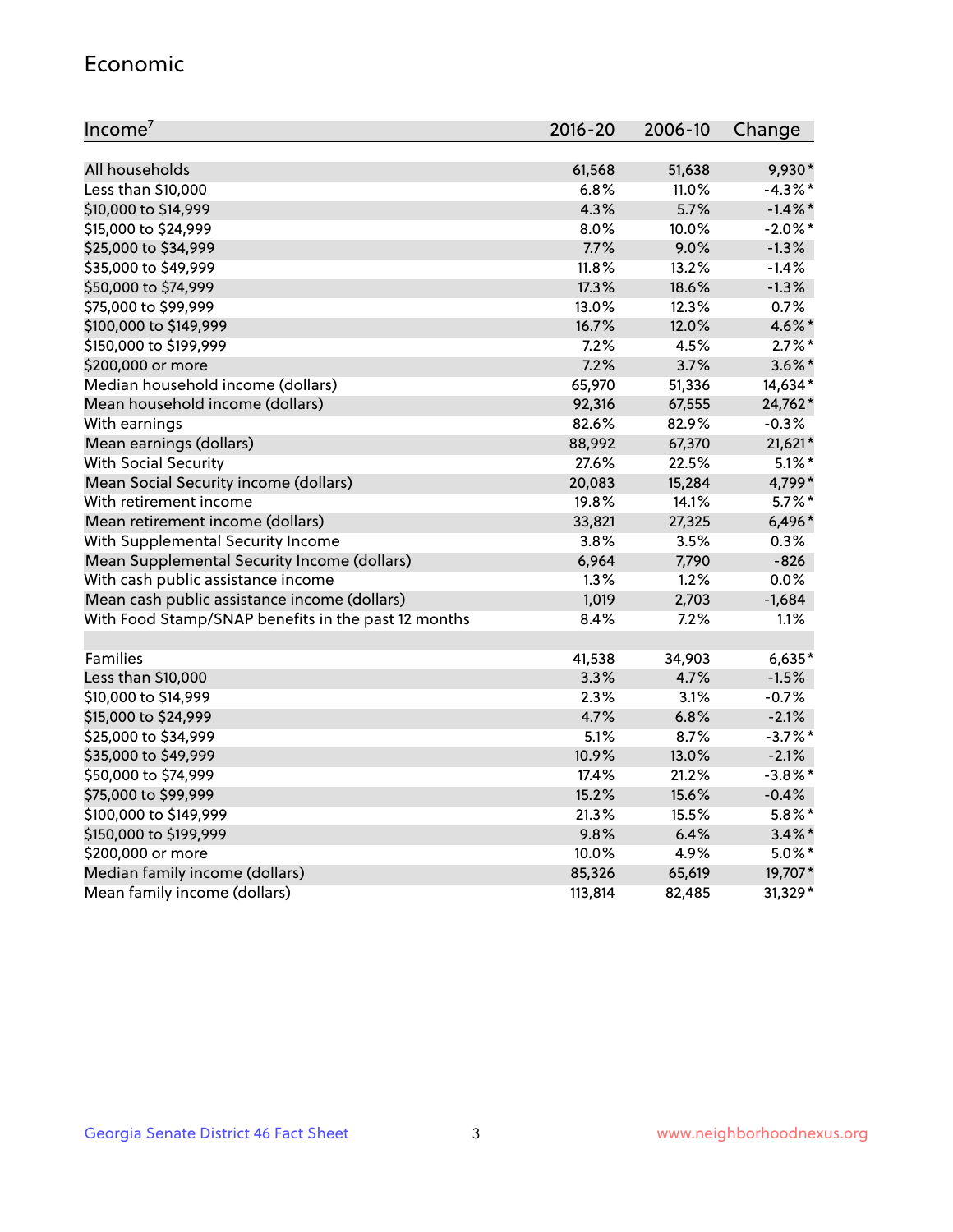## Economic

| Income[7] | 2016-20 | 2006-10 | Change |
|---|---|---|---|
| All households | 61,568 | 51,638 | 9,930* |
| Less than $10,000 | 6.8% | 11.0% | -4.3%* |
| $10,000 to $14,999 | 4.3% | 5.7% | -1.4%* |
| $15,000 to $24,999 | 8.0% | 10.0% | -2.0%* |
| $25,000 to $34,999 | 7.7% | 9.0% | -1.3% |
| $35,000 to $49,999 | 11.8% | 13.2% | -1.4% |
| $50,000 to $74,999 | 17.3% | 18.6% | -1.3% |
| $75,000 to $99,999 | 13.0% | 12.3% | 0.7% |
| $100,000 to $149,999 | 16.7% | 12.0% | 4.6%* |
| $150,000 to $199,999 | 7.2% | 4.5% | 2.7%* |
| $200,000 or more | 7.2% | 3.7% | 3.6%* |
| Median household income (dollars) | 65,970 | 51,336 | 14,634* |
| Mean household income (dollars) | 92,316 | 67,555 | 24,762* |
| With earnings | 82.6% | 82.9% | -0.3% |
| Mean earnings (dollars) | 88,992 | 67,370 | 21,621* |
| With Social Security | 27.6% | 22.5% | 5.1%* |
| Mean Social Security income (dollars) | 20,083 | 15,284 | 4,799* |
| With retirement income | 19.8% | 14.1% | 5.7%* |
| Mean retirement income (dollars) | 33,821 | 27,325 | 6,496* |
| With Supplemental Security Income | 3.8% | 3.5% | 0.3% |
| Mean Supplemental Security Income (dollars) | 6,964 | 7,790 | -826 |
| With cash public assistance income | 1.3% | 1.2% | 0.0% |
| Mean cash public assistance income (dollars) | 1,019 | 2,703 | -1,684 |
| With Food Stamp/SNAP benefits in the past 12 months | 8.4% | 7.2% | 1.1% |
| | | | |
| Families | 41,538 | 34,903 | 6,635* |
| Less than $10,000 | 3.3% | 4.7% | -1.5% |
| $10,000 to $14,999 | 2.3% | 3.1% | -0.7% |
| $15,000 to $24,999 | 4.7% | 6.8% | -2.1% |
| $25,000 to $34,999 | 5.1% | 8.7% | -3.7%* |
| $35,000 to $49,999 | 10.9% | 13.0% | -2.1% |
| $50,000 to $74,999 | 17.4% | 21.2% | -3.8%* |
| $75,000 to $99,999 | 15.2% | 15.6% | -0.4% |
| $100,000 to $149,999 | 21.3% | 15.5% | 5.8%* |
| $150,000 to $199,999 | 9.8% | 6.4% | 3.4%* |
| $200,000 or more | 10.0% | 4.9% | 5.0%* |
| Median family income (dollars) | 85,326 | 65,619 | 19,707* |
| Mean family income (dollars) | 113,814 | 82,485 | 31,329* |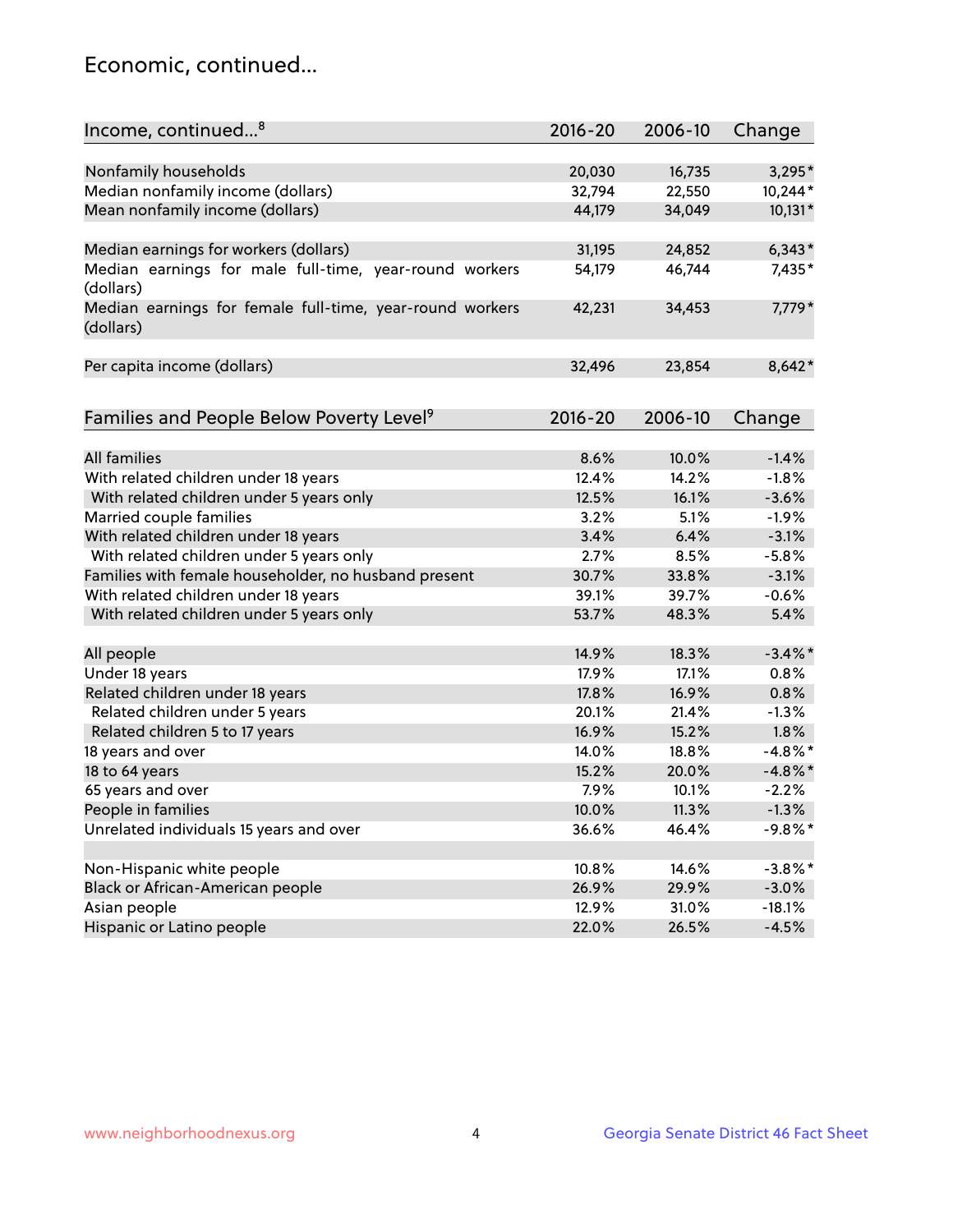# Economic, continued...

| Income, continued...[8] | 2016-20 | 2006-10 | Change |
|---|---|---|---|
| Nonfamily households | 20,030 | 16,735 | 3,295* |
| Median nonfamily income (dollars) | 32,794 | 22,550 | 10,244* |
| Mean nonfamily income (dollars) | 44,179 | 34,049 | 10,131* |
| Median earnings for workers (dollars) | 31,195 | 24,852 | 6,343* |
| Median earnings for male full-time, year-round workers (dollars) | 54,179 | 46,744 | 7,435* |
| Median earnings for female full-time, year-round workers (dollars) | 42,231 | 34,453 | 7,779* |
| Per capita income (dollars) | 32,496 | 23,854 | 8,642* |

| Families and People Below Poverty Level[9] | 2016-20 | 2006-10 | Change |
|---|---|---|---|
| All families | 8.6% | 10.0% | -1.4% |
| With related children under 18 years | 12.4% | 14.2% | -1.8% |
| With related children under 5 years only | 12.5% | 16.1% | -3.6% |
| Married couple families | 3.2% | 5.1% | -1.9% |
| With related children under 18 years | 3.4% | 6.4% | -3.1% |
| With related children under 5 years only | 2.7% | 8.5% | -5.8% |
| Families with female householder, no husband present | 30.7% | 33.8% | -3.1% |
| With related children under 18 years | 39.1% | 39.7% | -0.6% |
| With related children under 5 years only | 53.7% | 48.3% | 5.4% |
| All people | 14.9% | 18.3% | -3.4%* |
| Under 18 years | 17.9% | 17.1% | 0.8% |
| Related children under 18 years | 17.8% | 16.9% | 0.8% |
| Related children under 5 years | 20.1% | 21.4% | -1.3% |
| Related children 5 to 17 years | 16.9% | 15.2% | 1.8% |
| 18 years and over | 14.0% | 18.8% | -4.8%* |
| 18 to 64 years | 15.2% | 20.0% | -4.8%* |
| 65 years and over | 7.9% | 10.1% | -2.2% |
| People in families | 10.0% | 11.3% | -1.3% |
| Unrelated individuals 15 years and over | 36.6% | 46.4% | -9.8%* |
| Non-Hispanic white people | 10.8% | 14.6% | -3.8%* |
| Black or African-American people | 26.9% | 29.9% | -3.0% |
| Asian people | 12.9% | 31.0% | -18.1% |
| Hispanic or Latino people | 22.0% | 26.5% | -4.5% |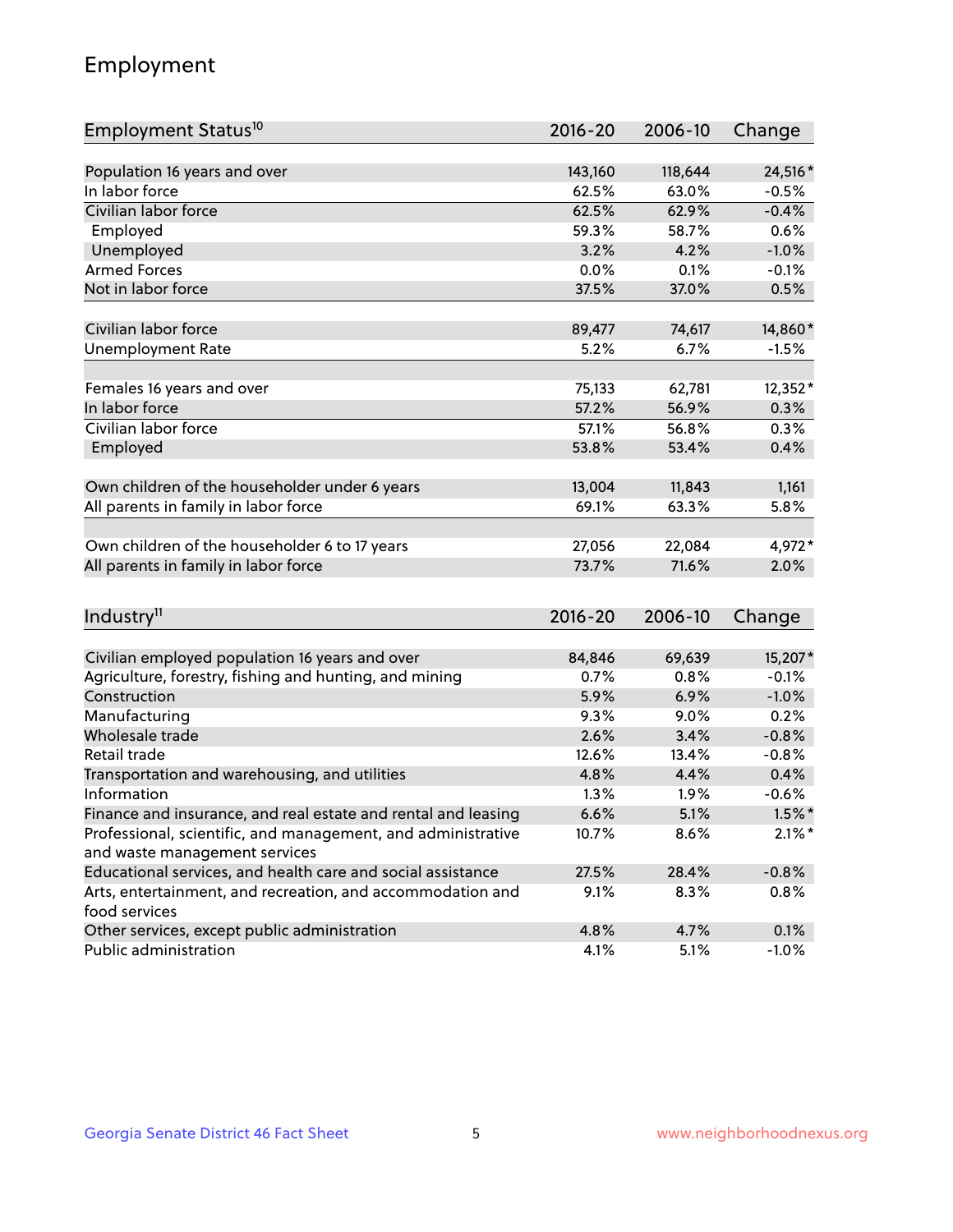# Employment

| Employment Status[10] | 2016-20 | 2006-10 | Change |
|---|---|---|---|
| Population 16 years and over | 143,160 | 118,644 | 24,516* |
| In labor force | 62.5% | 63.0% | -0.5% |
| Civilian labor force | 62.5% | 62.9% | -0.4% |
| Employed | 59.3% | 58.7% | 0.6% |
| Unemployed | 3.2% | 4.2% | -1.0% |
| Armed Forces | 0.0% | 0.1% | -0.1% |
| Not in labor force | 37.5% | 37.0% | 0.5% |
| | | | |
| Civilian labor force | 89,477 | 74,617 | 14,860* |
| Unemployment Rate | 5.2% | 6.7% | -1.5% |
| | | | |
| Females 16 years and over | 75,133 | 62,781 | 12,352* |
| In labor force | 57.2% | 56.9% | 0.3% |
| Civilian labor force | 57.1% | 56.8% | 0.3% |
| Employed | 53.8% | 53.4% | 0.4% |
| | | | |
| Own children of the householder under 6 years | 13,004 | 11,843 | 1,161 |
| All parents in family in labor force | 69.1% | 63.3% | 5.8% |
| | | | |
| Own children of the householder 6 to 17 years | 27,056 | 22,084 | 4,972* |
| All parents in family in labor force | 73.7% | 71.6% | 2.0% |

| Industry[11] | 2016-20 | 2006-10 | Change |
|---|---|---|---|
| Civilian employed population 16 years and over | 84,846 | 69,639 | 15,207* |
| Agriculture, forestry, fishing and hunting, and mining | 0.7% | 0.8% | -0.1% |
| Construction | 5.9% | 6.9% | -1.0% |
| Manufacturing | 9.3% | 9.0% | 0.2% |
| Wholesale trade | 2.6% | 3.4% | -0.8% |
| Retail trade | 12.6% | 13.4% | -0.8% |
| Transportation and warehousing, and utilities | 4.8% | 4.4% | 0.4% |
| Information | 1.3% | 1.9% | -0.6% |
| Finance and insurance, and real estate and rental and leasing | 6.6% | 5.1% | 1.5%* |
| Professional, scientific, and management, and administrative and waste management services | 10.7% | 8.6% | 2.1%* |
| Educational services, and health care and social assistance | 27.5% | 28.4% | -0.8% |
| Arts, entertainment, and recreation, and accommodation and food services | 9.1% | 8.3% | 0.8% |
| Other services, except public administration | 4.8% | 4.7% | 0.1% |
| Public administration | 4.1% | 5.1% | -1.0% |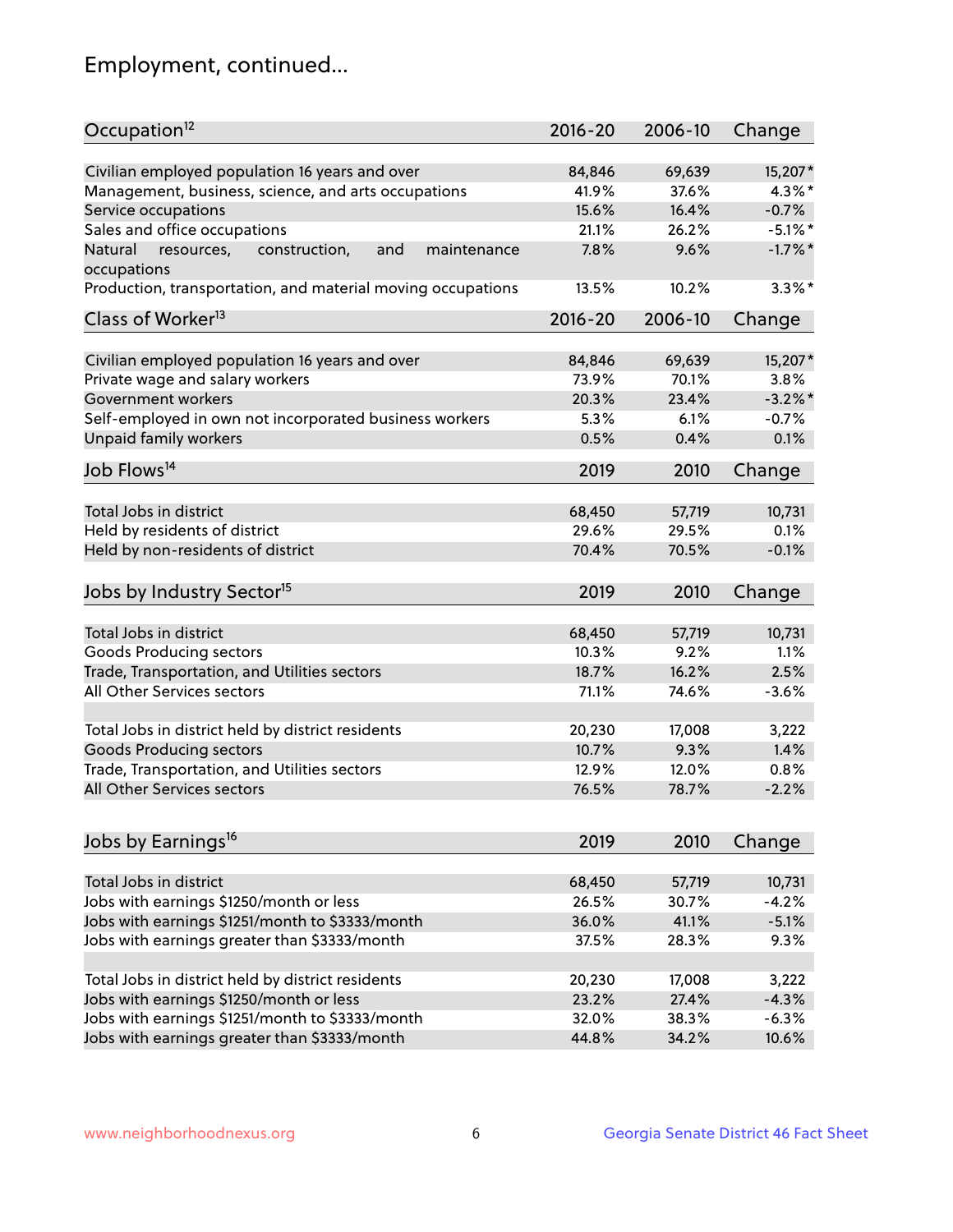# Employment, continued...

| Occupation[12] | 2016-20 | 2006-10 | Change |
|---|---|---|---|
| Civilian employed population 16 years and over | 84,846 | 69,639 | 15,207* |
| Management, business, science, and arts occupations | 41.9% | 37.6% | 4.3%* |
| Service occupations | 15.6% | 16.4% | -0.7% |
| Sales and office occupations | 21.1% | 26.2% | -5.1%* |
| Natural resources, construction, and maintenance occupations | 7.8% | 9.6% | -1.7%* |
| Production, transportation, and material moving occupations | 13.5% | 10.2% | 3.3%* |

| Class of Worker[13] | 2016-20 | 2006-10 | Change |
|---|---|---|---|
| Civilian employed population 16 years and over | 84,846 | 69,639 | 15,207* |
| Private wage and salary workers | 73.9% | 70.1% | 3.8% |
| Government workers | 20.3% | 23.4% | -3.2%* |
| Self-employed in own not incorporated business workers | 5.3% | 6.1% | -0.7% |
| Unpaid family workers | 0.5% | 0.4% | 0.1% |

| Job Flows[14] | 2019 | 2010 | Change |
|---|---|---|---|
| Total Jobs in district | 68,450 | 57,719 | 10,731 |
| Held by residents of district | 29.6% | 29.5% | 0.1% |
| Held by non-residents of district | 70.4% | 70.5% | -0.1% |

| Jobs by Industry Sector[15] | 2019 | 2010 | Change |
|---|---|---|---|
| Total Jobs in district | 68,450 | 57,719 | 10,731 |
| Goods Producing sectors | 10.3% | 9.2% | 1.1% |
| Trade, Transportation, and Utilities sectors | 18.7% | 16.2% | 2.5% |
| All Other Services sectors | 71.1% | 74.6% | -3.6% |
| | | | |
| Total Jobs in district held by district residents | 20,230 | 17,008 | 3,222 |
| Goods Producing sectors | 10.7% | 9.3% | 1.4% |
| Trade, Transportation, and Utilities sectors | 12.9% | 12.0% | 0.8% |
| All Other Services sectors | 76.5% | 78.7% | -2.2% |

| Jobs by Earnings[16] | 2019 | 2010 | Change |
|---|---|---|---|
| Total Jobs in district | 68,450 | 57,719 | 10,731 |
| Jobs with earnings $1250/month or less | 26.5% | 30.7% | -4.2% |
| Jobs with earnings $1251/month to $3333/month | 36.0% | 41.1% | -5.1% |
| Jobs with earnings greater than $3333/month | 37.5% | 28.3% | 9.3% |
| | | | |
| Total Jobs in district held by district residents | 20,230 | 17,008 | 3,222 |
| Jobs with earnings $1250/month or less | 23.2% | 27.4% | -4.3% |
| Jobs with earnings $1251/month to $3333/month | 32.0% | 38.3% | -6.3% |
| Jobs with earnings greater than $3333/month | 44.8% | 34.2% | 10.6% |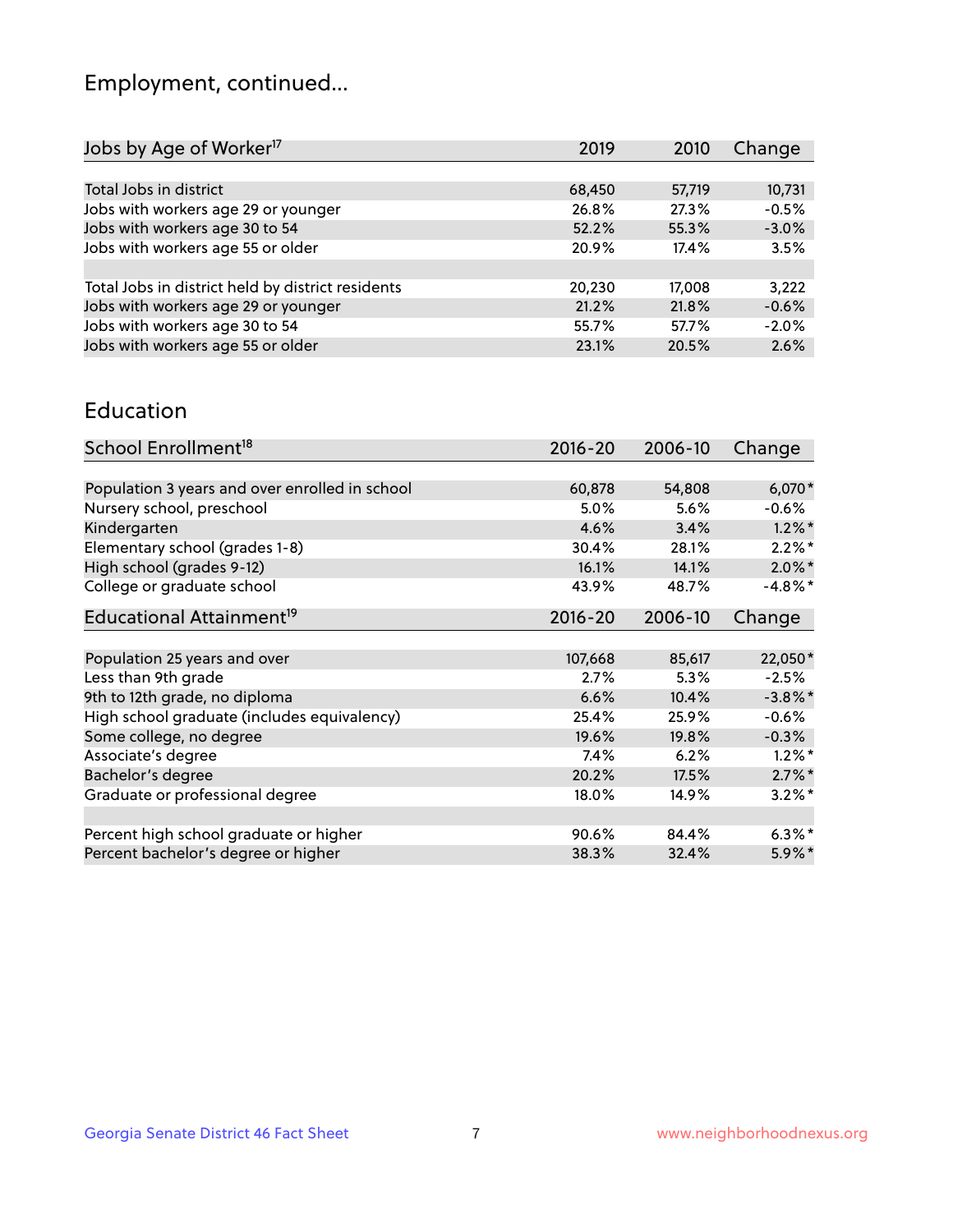## Employment, continued...

| Jobs by Age of Worker[17] | 2019 | 2010 | Change |
|---|---|---|---|
| | | | |
| Total Jobs in district | 68,450 | 57,719 | 10,731 |
| Jobs with workers age 29 or younger | 26.8% | 27.3% | -0.5% |
| Jobs with workers age 30 to 54 | 52.2% | 55.3% | -3.0% |
| Jobs with workers age 55 or older | 20.9% | 17.4% | 3.5% |
| | | | |
| Total Jobs in district held by district residents | 20,230 | 17,008 | 3,222 |
| Jobs with workers age 29 or younger | 21.2% | 21.8% | -0.6% |
| Jobs with workers age 30 to 54 | 55.7% | 57.7% | -2.0% |
| Jobs with workers age 55 or older | 23.1% | 20.5% | 2.6% |

## Education

| School Enrollment[18] | 2016-20 | 2006-10 | Change |
|---|---|---|---|
| | | | |
| Population 3 years and over enrolled in school | 60,878 | 54,808 | 6,070* |
| Nursery school, preschool | 5.0% | 5.6% | -0.6% |
| Kindergarten | 4.6% | 3.4% | 1.2%* |
| Elementary school (grades 1-8) | 30.4% | 28.1% | 2.2%* |
| High school (grades 9-12) | 16.1% | 14.1% | 2.0%* |
| College or graduate school | 43.9% | 48.7% | -4.8%* |

| Educational Attainment[19] | 2016-20 | 2006-10 | Change |
|---|---|---|---|
| | | | |
| Population 25 years and over | 107,668 | 85,617 | 22,050* |
| Less than 9th grade | 2.7% | 5.3% | -2.5% |
| 9th to 12th grade, no diploma | 6.6% | 10.4% | -3.8%* |
| High school graduate (includes equivalency) | 25.4% | 25.9% | -0.6% |
| Some college, no degree | 19.6% | 19.8% | -0.3% |
| Associate's degree | 7.4% | 6.2% | 1.2%* |
| Bachelor's degree | 20.2% | 17.5% | 2.7%* |
| Graduate or professional degree | 18.0% | 14.9% | 3.2%* |
| | | | |
| Percent high school graduate or higher | 90.6% | 84.4% | 6.3%* |
| Percent bachelor's degree or higher | 38.3% | 32.4% | 5.9%* |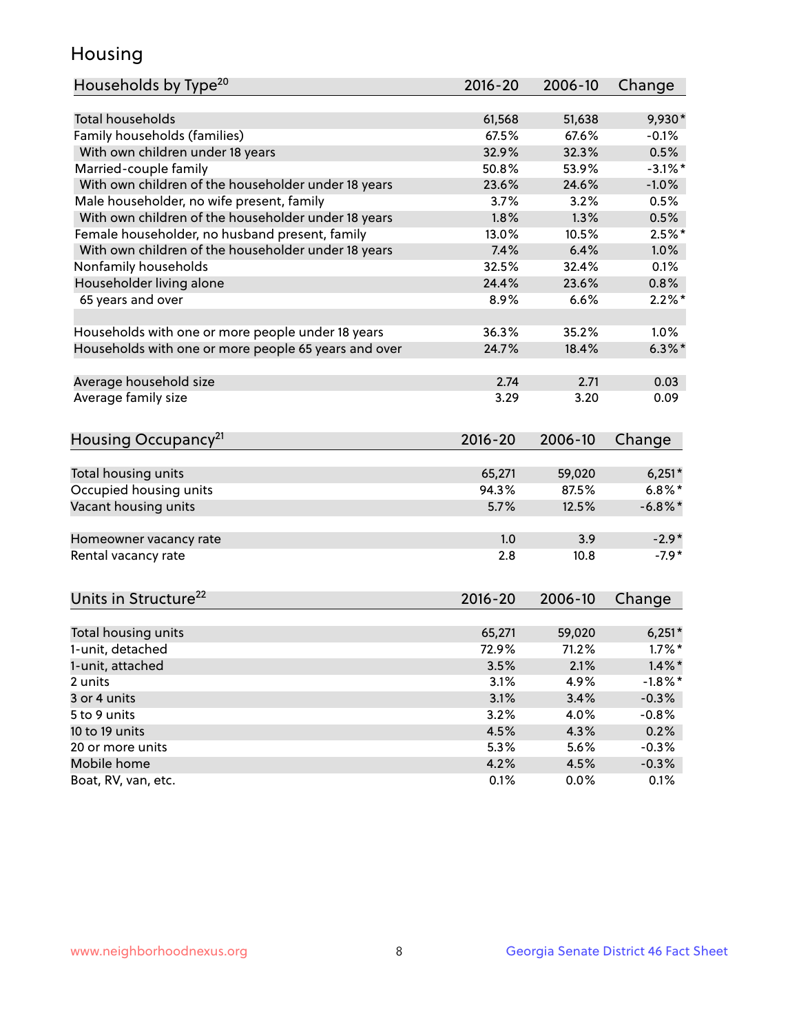# Housing

| Households by Type[20] | 2016-20 | 2006-10 | Change |
|---|---|---|---|
| Total households | 61,568 | 51,638 | 9,930* |
| Family households (families) | 67.5% | 67.6% | -0.1% |
| With own children under 18 years | 32.9% | 32.3% | 0.5% |
| Married-couple family | 50.8% | 53.9% | -3.1%* |
| With own children of the householder under 18 years | 23.6% | 24.6% | -1.0% |
| Male householder, no wife present, family | 3.7% | 3.2% | 0.5% |
| With own children of the householder under 18 years | 1.8% | 1.3% | 0.5% |
| Female householder, no husband present, family | 13.0% | 10.5% | 2.5%* |
| With own children of the householder under 18 years | 7.4% | 6.4% | 1.0% |
| Nonfamily households | 32.5% | 32.4% | 0.1% |
| Householder living alone | 24.4% | 23.6% | 0.8% |
| 65 years and over | 8.9% | 6.6% | 2.2%* |
| | | | |
| Households with one or more people under 18 years | 36.3% | 35.2% | 1.0% |
| Households with one or more people 65 years and over | 24.7% | 18.4% | 6.3%* |
| | | | |
| Average household size | 2.74 | 2.71 | 0.03 |
| Average family size | 3.29 | 3.20 | 0.09 |

| Housing Occupancy[21] | 2016-20 | 2006-10 | Change |
|---|---|---|---|
| Total housing units | 65,271 | 59,020 | 6,251* |
| Occupied housing units | 94.3% | 87.5% | 6.8%* |
| Vacant housing units | 5.7% | 12.5% | -6.8%* |
| | | | |
| Homeowner vacancy rate | 1.0 | 3.9 | -2.9* |
| Rental vacancy rate | 2.8 | 10.8 | -7.9* |

| Units in Structure[22] | 2016-20 | 2006-10 | Change |
|---|---|---|---|
| Total housing units | 65,271 | 59,020 | 6,251* |
| 1-unit, detached | 72.9% | 71.2% | 1.7%* |
| 1-unit, attached | 3.5% | 2.1% | 1.4%* |
| 2 units | 3.1% | 4.9% | -1.8%* |
| 3 or 4 units | 3.1% | 3.4% | -0.3% |
| 5 to 9 units | 3.2% | 4.0% | -0.8% |
| 10 to 19 units | 4.5% | 4.3% | 0.2% |
| 20 or more units | 5.3% | 5.6% | -0.3% |
| Mobile home | 4.2% | 4.5% | -0.3% |
| Boat, RV, van, etc. | 0.1% | 0.0% | 0.1% |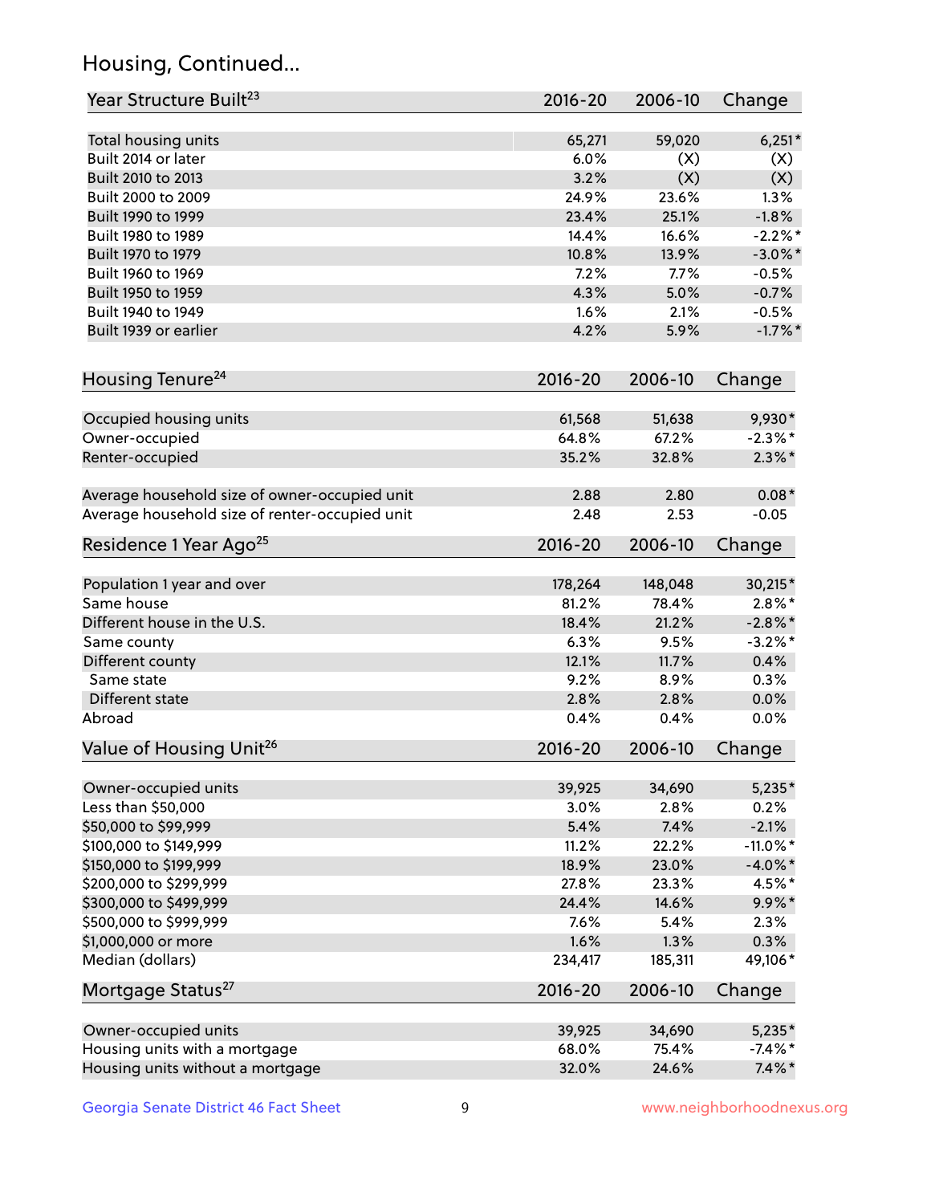## Housing, Continued...

| Year Structure Built[23] | 2016-20 | 2006-10 | Change |
|---|---|---|---|
| Total housing units | 65,271 | 59,020 | 6,251* |
| Built 2014 or later | 6.0% | (X) | (X) |
| Built 2010 to 2013 | 3.2% | (X) | (X) |
| Built 2000 to 2009 | 24.9% | 23.6% | 1.3% |
| Built 1990 to 1999 | 23.4% | 25.1% | -1.8% |
| Built 1980 to 1989 | 14.4% | 16.6% | -2.2%* |
| Built 1970 to 1979 | 10.8% | 13.9% | -3.0%* |
| Built 1960 to 1969 | 7.2% | 7.7% | -0.5% |
| Built 1950 to 1959 | 4.3% | 5.0% | -0.7% |
| Built 1940 to 1949 | 1.6% | 2.1% | -0.5% |
| Built 1939 or earlier | 4.2% | 5.9% | -1.7%* |

| Housing Tenure[24] | 2016-20 | 2006-10 | Change |
|---|---|---|---|
| Occupied housing units | 61,568 | 51,638 | 9,930* |
| Owner-occupied | 64.8% | 67.2% | -2.3%* |
| Renter-occupied | 35.2% | 32.8% | 2.3%* |
| Average household size of owner-occupied unit | 2.88 | 2.80 | 0.08* |
| Average household size of renter-occupied unit | 2.48 | 2.53 | -0.05 |

| Residence 1 Year Ago[25] | 2016-20 | 2006-10 | Change |
|---|---|---|---|
| Population 1 year and over | 178,264 | 148,048 | 30,215* |
| Same house | 81.2% | 78.4% | 2.8%* |
| Different house in the U.S. | 18.4% | 21.2% | -2.8%* |
| Same county | 6.3% | 9.5% | -3.2%* |
| Different county | 12.1% | 11.7% | 0.4% |
| Same state | 9.2% | 8.9% | 0.3% |
| Different state | 2.8% | 2.8% | 0.0% |
| Abroad | 0.4% | 0.4% | 0.0% |

| Value of Housing Unit[26] | 2016-20 | 2006-10 | Change |
|---|---|---|---|
| Owner-occupied units | 39,925 | 34,690 | 5,235* |
| Less than $50,000 | 3.0% | 2.8% | 0.2% |
| $50,000 to $99,999 | 5.4% | 7.4% | -2.1% |
| $100,000 to $149,999 | 11.2% | 22.2% | -11.0%* |
| $150,000 to $199,999 | 18.9% | 23.0% | -4.0%* |
| $200,000 to $299,999 | 27.8% | 23.3% | 4.5%* |
| $300,000 to $499,999 | 24.4% | 14.6% | 9.9%* |
| $500,000 to $999,999 | 7.6% | 5.4% | 2.3% |
| $1,000,000 or more | 1.6% | 1.3% | 0.3% |
| Median (dollars) | 234,417 | 185,311 | 49,106* |

| Mortgage Status[27] | 2016-20 | 2006-10 | Change |
|---|---|---|---|
| Owner-occupied units | 39,925 | 34,690 | 5,235* |
| Housing units with a mortgage | 68.0% | 75.4% | -7.4%* |
| Housing units without a mortgage | 32.0% | 24.6% | 7.4%* |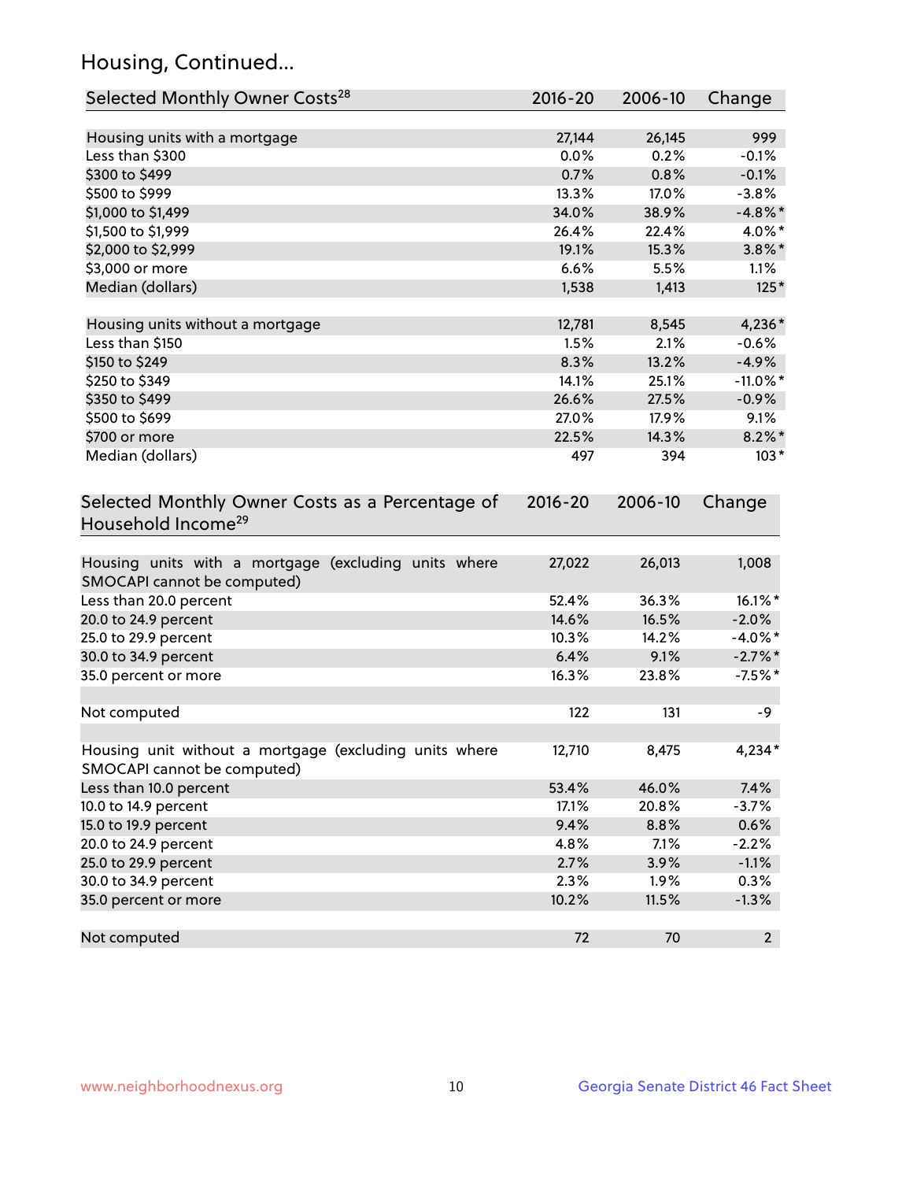## Housing, Continued...

| Selected Monthly Owner Costs[28] | 2016-20 | 2006-10 | Change |
|---|---|---|---|
| Housing units with a mortgage | 27,144 | 26,145 | 999 |
| Less than $300 | 0.0% | 0.2% | -0.1% |
| $300 to $499 | 0.7% | 0.8% | -0.1% |
| $500 to $999 | 13.3% | 17.0% | -3.8% |
| $1,000 to $1,499 | 34.0% | 38.9% | -4.8%* |
| $1,500 to $1,999 | 26.4% | 22.4% | 4.0%* |
| $2,000 to $2,999 | 19.1% | 15.3% | 3.8%* |
| $3,000 or more | 6.6% | 5.5% | 1.1% |
| Median (dollars) | 1,538 | 1,413 | 125* |
| Housing units without a mortgage | 12,781 | 8,545 | 4,236* |
| Less than $150 | 1.5% | 2.1% | -0.6% |
| $150 to $249 | 8.3% | 13.2% | -4.9% |
| $250 to $349 | 14.1% | 25.1% | -11.0%* |
| $350 to $499 | 26.6% | 27.5% | -0.9% |
| $500 to $699 | 27.0% | 17.9% | 9.1% |
| $700 or more | 22.5% | 14.3% | 8.2%* |
| Median (dollars) | 497 | 394 | 103* |

| Selected Monthly Owner Costs as a Percentage of Household Income[29] | 2016-20 | 2006-10 | Change |
|---|---|---|---|
| Housing units with a mortgage (excluding units where SMOCAPI cannot be computed) | 27,022 | 26,013 | 1,008 |
| Less than 20.0 percent | 52.4% | 36.3% | 16.1%* |
| 20.0 to 24.9 percent | 14.6% | 16.5% | -2.0% |
| 25.0 to 29.9 percent | 10.3% | 14.2% | -4.0%* |
| 30.0 to 34.9 percent | 6.4% | 9.1% | -2.7%* |
| 35.0 percent or more | 16.3% | 23.8% | -7.5%* |
| Not computed | 122 | 131 | -9 |
| Housing unit without a mortgage (excluding units where SMOCAPI cannot be computed) | 12,710 | 8,475 | 4,234* |
| Less than 10.0 percent | 53.4% | 46.0% | 7.4% |
| 10.0 to 14.9 percent | 17.1% | 20.8% | -3.7% |
| 15.0 to 19.9 percent | 9.4% | 8.8% | 0.6% |
| 20.0 to 24.9 percent | 4.8% | 7.1% | -2.2% |
| 25.0 to 29.9 percent | 2.7% | 3.9% | -1.1% |
| 30.0 to 34.9 percent | 2.3% | 1.9% | 0.3% |
| 35.0 percent or more | 10.2% | 11.5% | -1.3% |
| Not computed | 72 | 70 | 2 |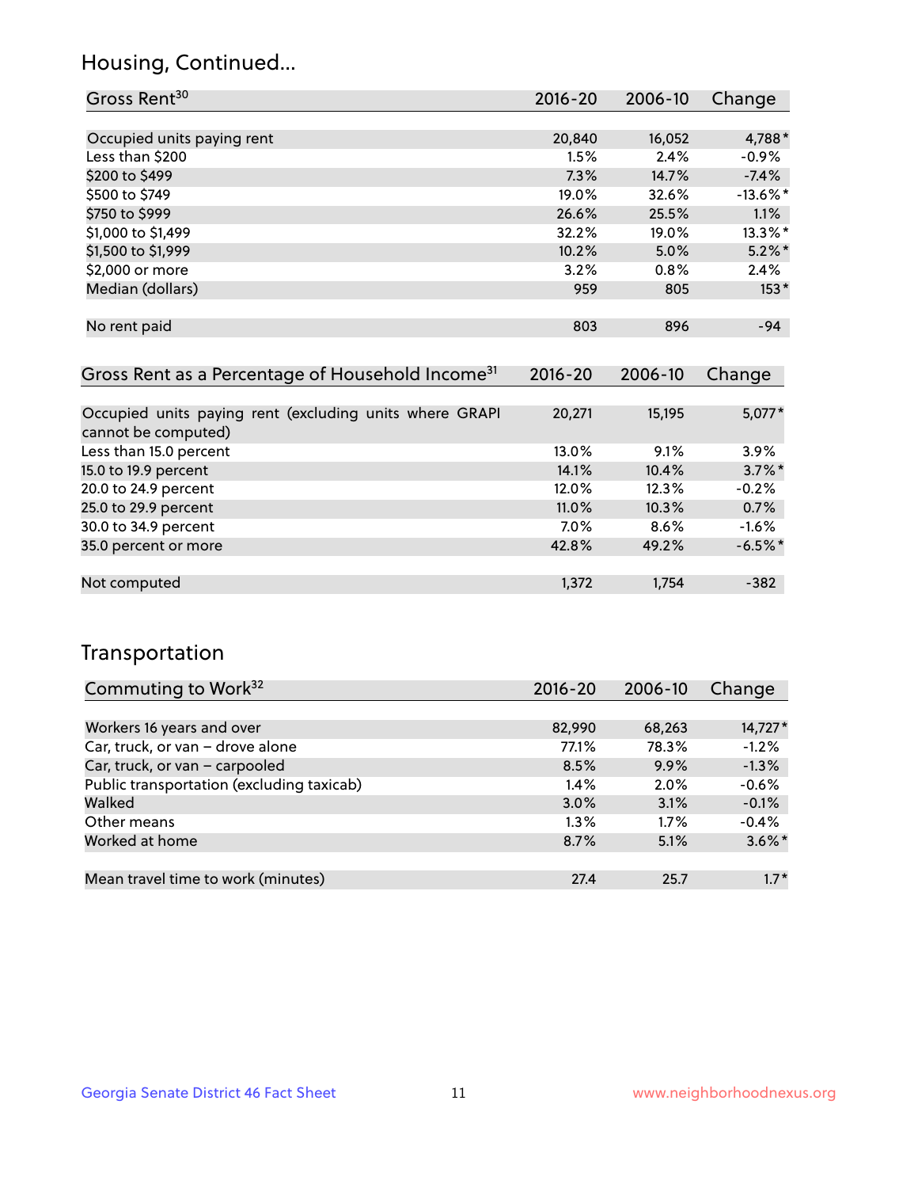## Housing, Continued...

| Gross Rent[30] | 2016-20 | 2006-10 | Change |
|---|---|---|---|
| Occupied units paying rent | 20,840 | 16,052 | 4,788* |
| Less than $200 | 1.5% | 2.4% | -0.9% |
| $200 to $499 | 7.3% | 14.7% | -7.4% |
| $500 to $749 | 19.0% | 32.6% | -13.6%* |
| $750 to $999 | 26.6% | 25.5% | 1.1% |
| $1,000 to $1,499 | 32.2% | 19.0% | 13.3%* |
| $1,500 to $1,999 | 10.2% | 5.0% | 5.2%* |
| $2,000 or more | 3.2% | 0.8% | 2.4% |
| Median (dollars) | 959 | 805 | 153* |
| No rent paid | 803 | 896 | -94 |

| Gross Rent as a Percentage of Household Income[31] | 2016-20 | 2006-10 | Change |
|---|---|---|---|
| Occupied units paying rent (excluding units where GRAPI cannot be computed) | 20,271 | 15,195 | 5,077* |
| Less than 15.0 percent | 13.0% | 9.1% | 3.9% |
| 15.0 to 19.9 percent | 14.1% | 10.4% | 3.7%* |
| 20.0 to 24.9 percent | 12.0% | 12.3% | -0.2% |
| 25.0 to 29.9 percent | 11.0% | 10.3% | 0.7% |
| 30.0 to 34.9 percent | 7.0% | 8.6% | -1.6% |
| 35.0 percent or more | 42.8% | 49.2% | -6.5%* |
| Not computed | 1,372 | 1,754 | -382 |

## Transportation

| Commuting to Work[32] | 2016-20 | 2006-10 | Change |
|---|---|---|---|
| Workers 16 years and over | 82,990 | 68,263 | 14,727* |
| Car, truck, or van – drove alone | 77.1% | 78.3% | -1.2% |
| Car, truck, or van – carpooled | 8.5% | 9.9% | -1.3% |
| Public transportation (excluding taxicab) | 1.4% | 2.0% | -0.6% |
| Walked | 3.0% | 3.1% | -0.1% |
| Other means | 1.3% | 1.7% | -0.4% |
| Worked at home | 8.7% | 5.1% | 3.6%* |
| Mean travel time to work (minutes) | 27.4 | 25.7 | 1.7* |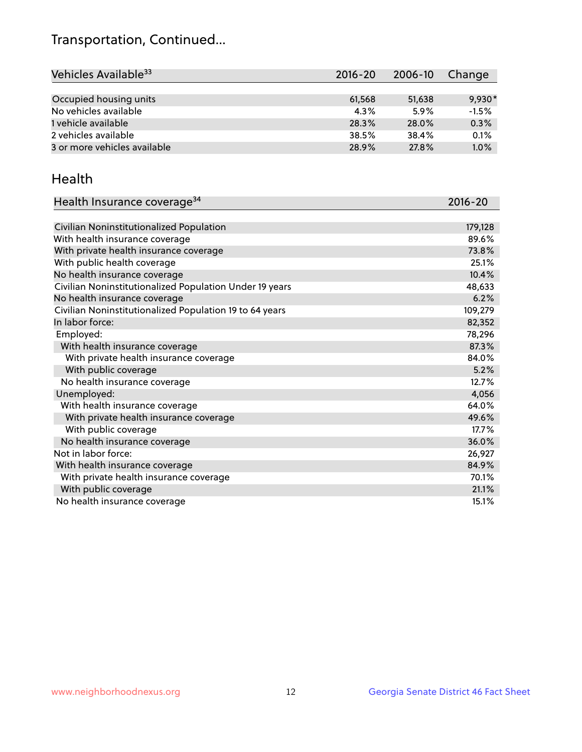## Transportation, Continued...

| Vehicles Available[33] | 2016-20 | 2006-10 | Change |
|---|---|---|---|
| Occupied housing units | 61,568 | 51,638 | 9,930* |
| No vehicles available | 4.3% | 5.9% | -1.5% |
| 1 vehicle available | 28.3% | 28.0% | 0.3% |
| 2 vehicles available | 38.5% | 38.4% | 0.1% |
| 3 or more vehicles available | 28.9% | 27.8% | 1.0% |

## Health

| Health Insurance coverage[34] | 2016-20 |
|---|---|
| Civilian Noninstitutionalized Population | 179,128 |
| With health insurance coverage | 89.6% |
| With private health insurance coverage | 73.8% |
| With public health coverage | 25.1% |
| No health insurance coverage | 10.4% |
| Civilian Noninstitutionalized Population Under 19 years | 48,633 |
| No health insurance coverage | 6.2% |
| Civilian Noninstitutionalized Population 19 to 64 years | 109,279 |
| In labor force: | 82,352 |
| Employed: | 78,296 |
| With health insurance coverage | 87.3% |
| With private health insurance coverage | 84.0% |
| With public coverage | 5.2% |
| No health insurance coverage | 12.7% |
| Unemployed: | 4,056 |
| With health insurance coverage | 64.0% |
| With private health insurance coverage | 49.6% |
| With public coverage | 17.7% |
| No health insurance coverage | 36.0% |
| Not in labor force: | 26,927 |
| With health insurance coverage | 84.9% |
| With private health insurance coverage | 70.1% |
| With public coverage | 21.1% |
| No health insurance coverage | 15.1% |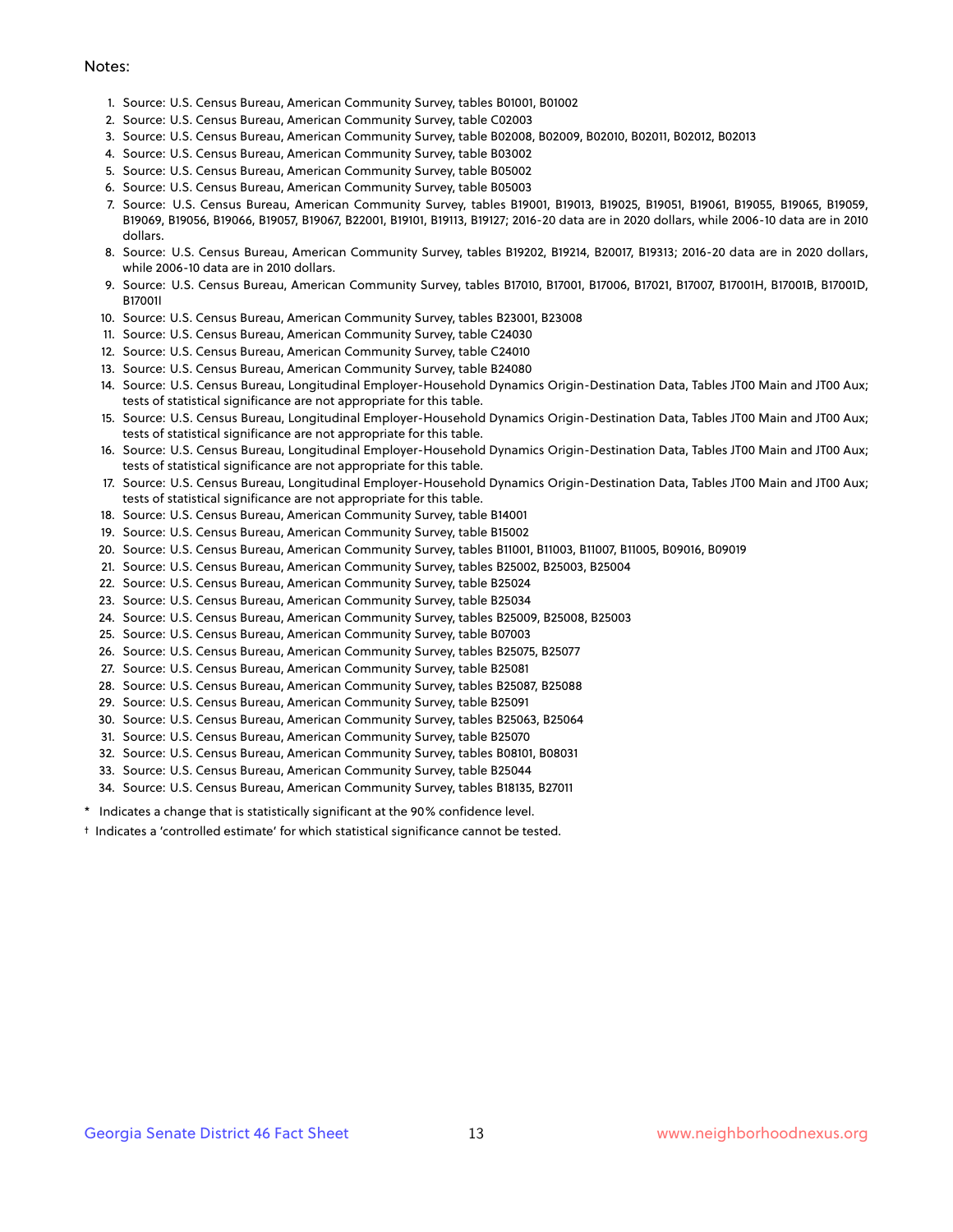Notes:

1. Source: U.S. Census Bureau, American Community Survey, tables B01001, B01002
2. Source: U.S. Census Bureau, American Community Survey, table C02003
3. Source: U.S. Census Bureau, American Community Survey, table B02008, B02009, B02010, B02011, B02012, B02013
4. Source: U.S. Census Bureau, American Community Survey, table B03002
5. Source: U.S. Census Bureau, American Community Survey, table B05002
6. Source: U.S. Census Bureau, American Community Survey, table B05003
7. Source: U.S. Census Bureau, American Community Survey, tables B19001, B19013, B19025, B19051, B19061, B19055, B19065, B19059, B19069, B19056, B19066, B19057, B19067, B22001, B19101, B19113, B19127; 2016-20 data are in 2020 dollars, while 2006-10 data are in 2010 dollars.
8. Source: U.S. Census Bureau, American Community Survey, tables B19202, B19214, B20017, B19313; 2016-20 data are in 2020 dollars, while 2006-10 data are in 2010 dollars.
9. Source: U.S. Census Bureau, American Community Survey, tables B17010, B17001, B17006, B17021, B17007, B17001H, B17001B, B17001D, B17001I
10. Source: U.S. Census Bureau, American Community Survey, tables B23001, B23008
11. Source: U.S. Census Bureau, American Community Survey, table C24030
12. Source: U.S. Census Bureau, American Community Survey, table C24010
13. Source: U.S. Census Bureau, American Community Survey, table B24080
14. Source: U.S. Census Bureau, Longitudinal Employer-Household Dynamics Origin-Destination Data, Tables JT00 Main and JT00 Aux; tests of statistical significance are not appropriate for this table.
15. Source: U.S. Census Bureau, Longitudinal Employer-Household Dynamics Origin-Destination Data, Tables JT00 Main and JT00 Aux; tests of statistical significance are not appropriate for this table.
16. Source: U.S. Census Bureau, Longitudinal Employer-Household Dynamics Origin-Destination Data, Tables JT00 Main and JT00 Aux; tests of statistical significance are not appropriate for this table.
17. Source: U.S. Census Bureau, Longitudinal Employer-Household Dynamics Origin-Destination Data, Tables JT00 Main and JT00 Aux; tests of statistical significance are not appropriate for this table.
18. Source: U.S. Census Bureau, American Community Survey, table B14001
19. Source: U.S. Census Bureau, American Community Survey, table B15002
20. Source: U.S. Census Bureau, American Community Survey, tables B11001, B11003, B11007, B11005, B09016, B09019
21. Source: U.S. Census Bureau, American Community Survey, tables B25002, B25003, B25004
22. Source: U.S. Census Bureau, American Community Survey, table B25024
23. Source: U.S. Census Bureau, American Community Survey, table B25034
24. Source: U.S. Census Bureau, American Community Survey, tables B25009, B25008, B25003
25. Source: U.S. Census Bureau, American Community Survey, table B07003
26. Source: U.S. Census Bureau, American Community Survey, tables B25075, B25077
27. Source: U.S. Census Bureau, American Community Survey, table B25081
28. Source: U.S. Census Bureau, American Community Survey, tables B25087, B25088
29. Source: U.S. Census Bureau, American Community Survey, table B25091
30. Source: U.S. Census Bureau, American Community Survey, tables B25063, B25064
31. Source: U.S. Census Bureau, American Community Survey, table B25070
32. Source: U.S. Census Bureau, American Community Survey, tables B08101, B08031
33. Source: U.S. Census Bureau, American Community Survey, table B25044
34. Source: U.S. Census Bureau, American Community Survey, tables B18135, B27011

\* Indicates a change that is statistically significant at the 90% confidence level.

† Indicates a 'controlled estimate' for which statistical significance cannot be tested.